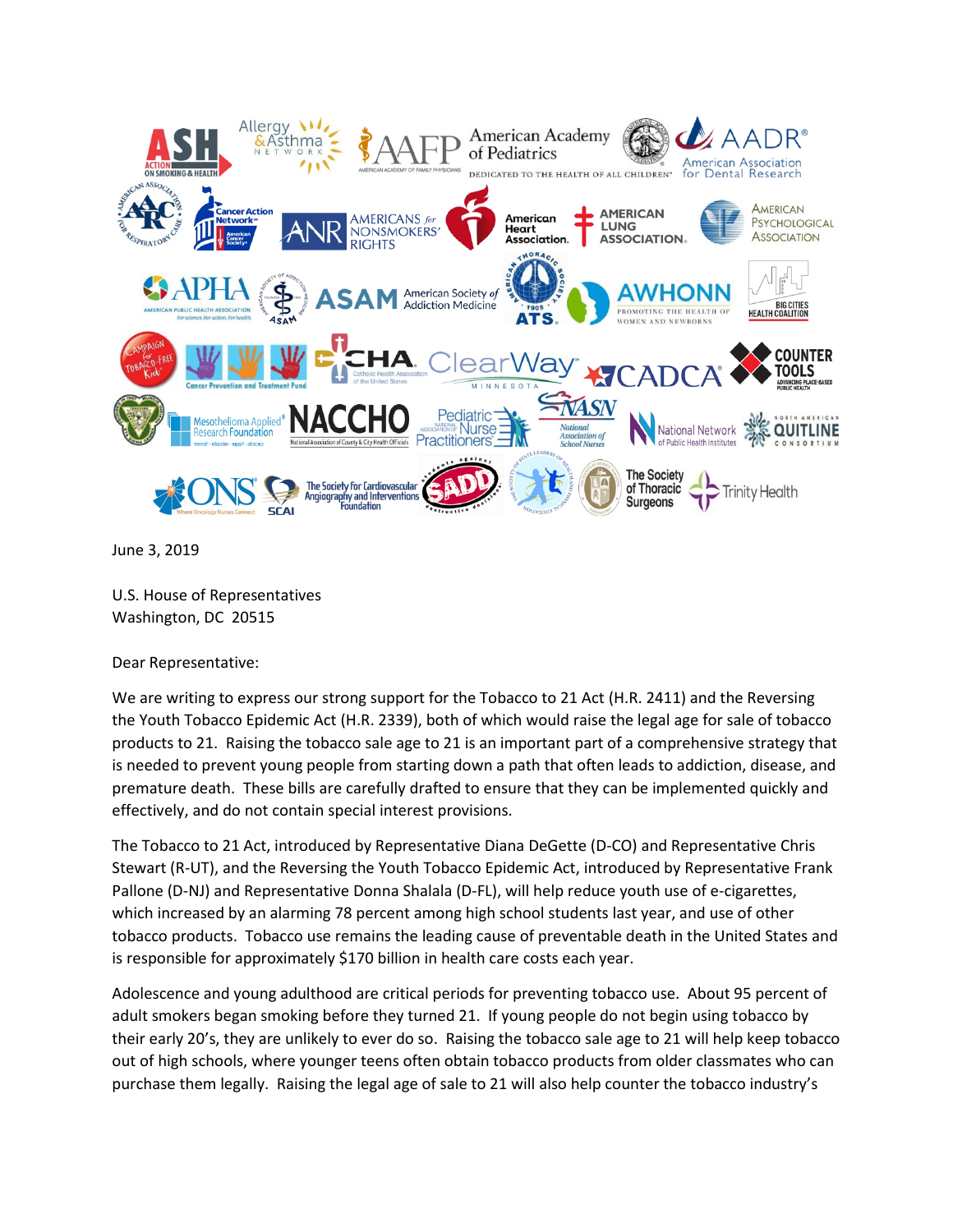June 3, 2019

U.S. House of Representatives
Washington, DC 20515

Dear Representative:

We are writing to express our strong support for the Tobacco to 21 Act (H.R. 2411) and the Reversing the Youth Tobacco Epidemic Act (H.R. 2339), both of which would raise the legal age for sale of tobacco products to 21. Raising the tobacco sale age to 21 is an important part of a comprehensive strategy that is needed to prevent young people from starting down a path that often leads to addiction, disease, and premature death. These bills are carefully drafted to ensure that they can be implemented quickly and effectively, and do not contain special interest provisions.

The Tobacco to 21 Act, introduced by Representative Diana DeGette (D-CO) and Representative Chris Stewart (R-UT), and the Reversing the Youth Tobacco Epidemic Act, introduced by Representative Frank Pallone (D-NJ) and Representative Donna Shalala (D-FL), will help reduce youth use of e-cigarettes, which increased by an alarming 78 percent among high school students last year, and use of other tobacco products. Tobacco use remains the leading cause of preventable death in the United States and is responsible for approximately $170 billion in health care costs each year.

Adolescence and young adulthood are critical periods for preventing tobacco use. About 95 percent of adult smokers began smoking before they turned 21. If young people do not begin using tobacco by their early 20's, they are unlikely to ever do so. Raising the tobacco sale age to 21 will help keep tobacco out of high schools, where younger teens often obtain tobacco products from older classmates who can purchase them legally. Raising the legal age of sale to 21 will also help counter the tobacco industry's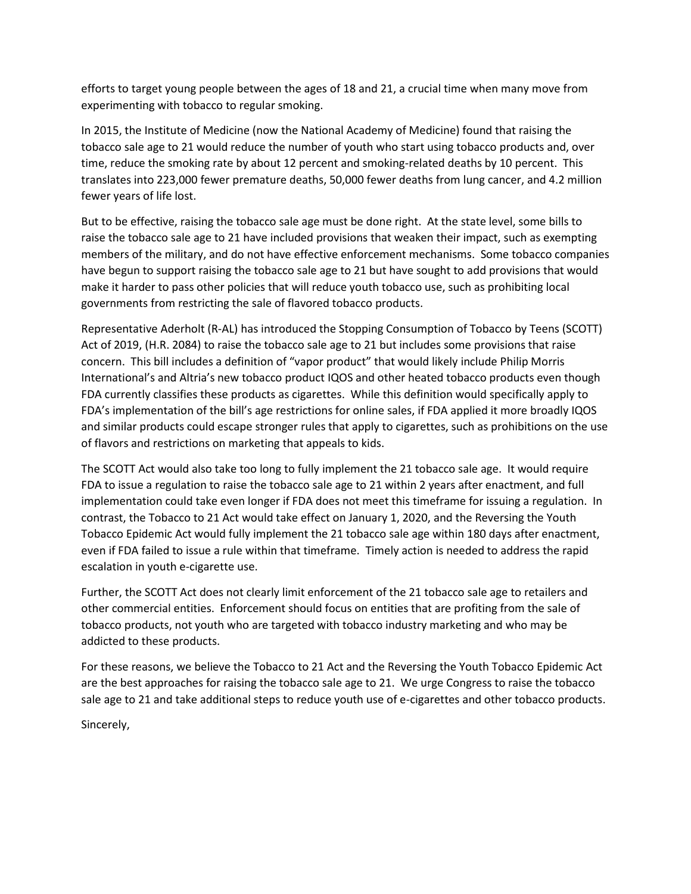efforts to target young people between the ages of 18 and 21, a crucial time when many move from experimenting with tobacco to regular smoking.

In 2015, the Institute of Medicine (now the National Academy of Medicine) found that raising the tobacco sale age to 21 would reduce the number of youth who start using tobacco products and, over time, reduce the smoking rate by about 12 percent and smoking-related deaths by 10 percent. This translates into 223,000 fewer premature deaths, 50,000 fewer deaths from lung cancer, and 4.2 million fewer years of life lost.

But to be effective, raising the tobacco sale age must be done right. At the state level, some bills to raise the tobacco sale age to 21 have included provisions that weaken their impact, such as exempting members of the military, and do not have effective enforcement mechanisms. Some tobacco companies have begun to support raising the tobacco sale age to 21 but have sought to add provisions that would make it harder to pass other policies that will reduce youth tobacco use, such as prohibiting local governments from restricting the sale of flavored tobacco products.

Representative Aderholt (R-AL) has introduced the Stopping Consumption of Tobacco by Teens (SCOTT) Act of 2019, (H.R. 2084) to raise the tobacco sale age to 21 but includes some provisions that raise concern. This bill includes a definition of "vapor product" that would likely include Philip Morris International's and Altria's new tobacco product IQOS and other heated tobacco products even though FDA currently classifies these products as cigarettes. While this definition would specifically apply to FDA's implementation of the bill's age restrictions for online sales, if FDA applied it more broadly IQOS and similar products could escape stronger rules that apply to cigarettes, such as prohibitions on the use of flavors and restrictions on marketing that appeals to kids.

The SCOTT Act would also take too long to fully implement the 21 tobacco sale age. It would require FDA to issue a regulation to raise the tobacco sale age to 21 within 2 years after enactment, and full implementation could take even longer if FDA does not meet this timeframe for issuing a regulation. In contrast, the Tobacco to 21 Act would take effect on January 1, 2020, and the Reversing the Youth Tobacco Epidemic Act would fully implement the 21 tobacco sale age within 180 days after enactment, even if FDA failed to issue a rule within that timeframe. Timely action is needed to address the rapid escalation in youth e-cigarette use.

Further, the SCOTT Act does not clearly limit enforcement of the 21 tobacco sale age to retailers and other commercial entities. Enforcement should focus on entities that are profiting from the sale of tobacco products, not youth who are targeted with tobacco industry marketing and who may be addicted to these products.

For these reasons, we believe the Tobacco to 21 Act and the Reversing the Youth Tobacco Epidemic Act are the best approaches for raising the tobacco sale age to 21. We urge Congress to raise the tobacco sale age to 21 and take additional steps to reduce youth use of e-cigarettes and other tobacco products.

Sincerely,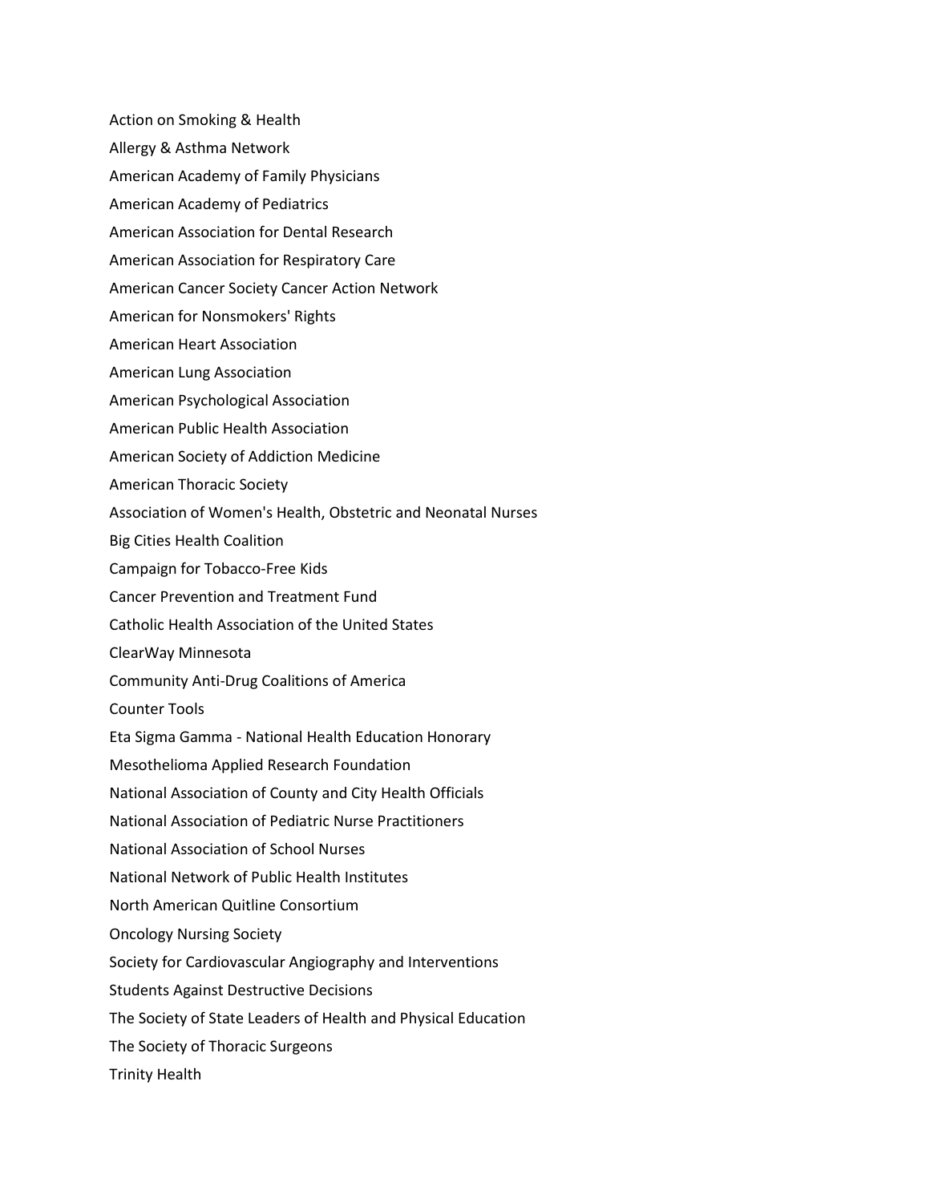Action on Smoking & Health

Allergy & Asthma Network

American Academy of Family Physicians

American Academy of Pediatrics

American Association for Dental Research

American Association for Respiratory Care

American Cancer Society Cancer Action Network

American for Nonsmokers' Rights

American Heart Association

American Lung Association

American Psychological Association

American Public Health Association

American Society of Addiction Medicine

American Thoracic Society

Association of Women's Health, Obstetric and Neonatal Nurses

Big Cities Health Coalition

Campaign for Tobacco-Free Kids

Cancer Prevention and Treatment Fund

Catholic Health Association of the United States

ClearWay Minnesota

Community Anti-Drug Coalitions of America

Counter Tools

Eta Sigma Gamma - National Health Education Honorary

Mesothelioma Applied Research Foundation

National Association of County and City Health Officials

National Association of Pediatric Nurse Practitioners

National Association of School Nurses

National Network of Public Health Institutes

North American Quitline Consortium

Oncology Nursing Society

Society for Cardiovascular Angiography and Interventions

Students Against Destructive Decisions

The Society of State Leaders of Health and Physical Education

The Society of Thoracic Surgeons

Trinity Health